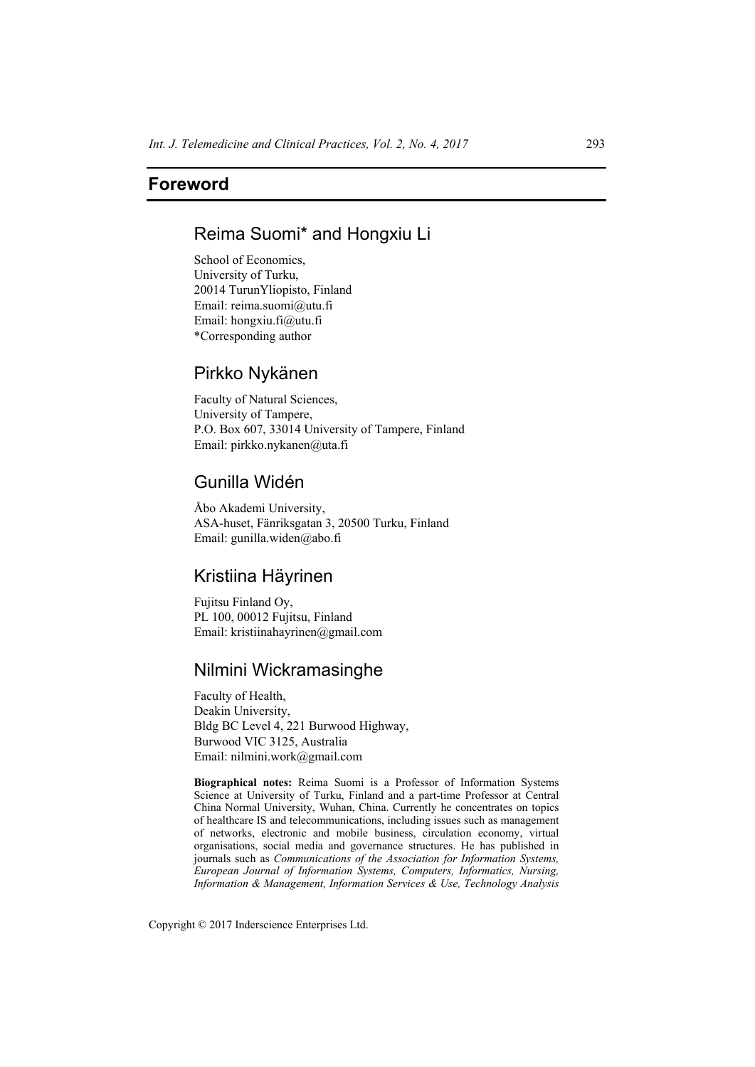# Foreword

## Reima Suomi* and Hongxiu Li

School of Economics,
University of Turku,
20014 TurunYliopisto, Finland
Email: reima.suomi@utu.fi
Email: hongxiu.fi@utu.fi
*Corresponding author

## Pirkko Nykänen

Faculty of Natural Sciences,
University of Tampere,
P.O. Box 607, 33014 University of Tampere, Finland
Email: pirkko.nykanen@uta.fi

## Gunilla Widén

Åbo Akademi University,
ASA-huset, Fänriksgatan 3, 20500 Turku, Finland
Email: gunilla.widen@abo.fi

## Kristiina Häyrinen

Fujitsu Finland Oy,
PL 100, 00012 Fujitsu, Finland
Email: kristiinahayrinen@gmail.com

## Nilmini Wickramasinghe

Faculty of Health,
Deakin University,
Bldg BC Level 4, 221 Burwood Highway,
Burwood VIC 3125, Australia
Email: nilmini.work@gmail.com

**Biographical notes:** Reima Suomi is a Professor of Information Systems Science at University of Turku, Finland and a part-time Professor at Central China Normal University, Wuhan, China. Currently he concentrates on topics of healthcare IS and telecommunications, including issues such as management of networks, electronic and mobile business, circulation economy, virtual organisations, social media and governance structures. He has published in journals such as *Communications of the Association for Information Systems, European Journal of Information Systems, Computers, Informatics, Nursing, Information & Management, Information Services & Use, Technology Analysis*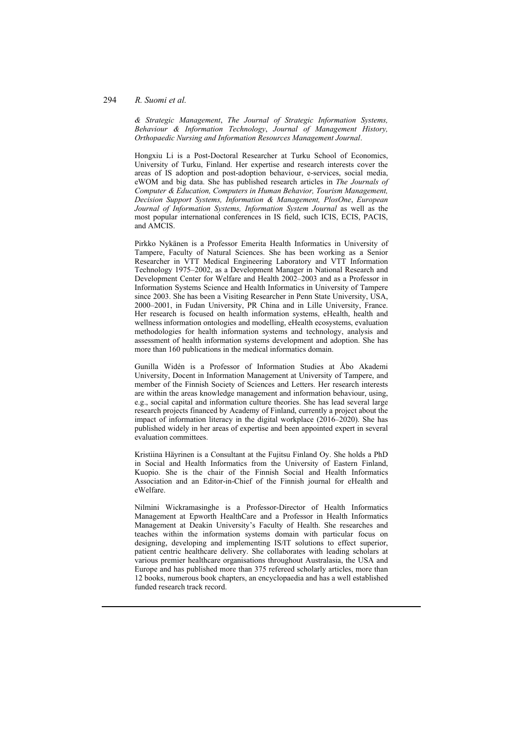*& Strategic Management*, *The Journal of Strategic Information Systems, Behaviour & Information Technology*, *Journal of Management History, Orthopaedic Nursing and Information Resources Management Journal*.

Hongxiu Li is a Post-Doctoral Researcher at Turku School of Economics, University of Turku, Finland. Her expertise and research interests cover the areas of IS adoption and post-adoption behaviour, e-services, social media, eWOM and big data. She has published research articles in *The Journals of Computer & Education, Computers in Human Behavior, Tourism Management, Decision Support Systems, Information & Management, PlosOne*, *European Journal of Information Systems, Information System Journal* as well as the most popular international conferences in IS field, such ICIS, ECIS, PACIS, and AMCIS.

Pirkko Nykänen is a Professor Emerita Health Informatics in University of Tampere, Faculty of Natural Sciences. She has been working as a Senior Researcher in VTT Medical Engineering Laboratory and VTT Information Technology 1975–2002, as a Development Manager in National Research and Development Center for Welfare and Health 2002–2003 and as a Professor in Information Systems Science and Health Informatics in University of Tampere since 2003. She has been a Visiting Researcher in Penn State University, USA, 2000–2001, in Fudan University, PR China and in Lille University, France. Her research is focused on health information systems, eHealth, health and wellness information ontologies and modelling, eHealth ecosystems, evaluation methodologies for health information systems and technology, analysis and assessment of health information systems development and adoption. She has more than 160 publications in the medical informatics domain.

Gunilla Widén is a Professor of Information Studies at Åbo Akademi University, Docent in Information Management at University of Tampere, and member of the Finnish Society of Sciences and Letters. Her research interests are within the areas knowledge management and information behaviour, using, e.g., social capital and information culture theories. She has lead several large research projects financed by Academy of Finland, currently a project about the impact of information literacy in the digital workplace (2016–2020). She has published widely in her areas of expertise and been appointed expert in several evaluation committees.

Kristiina Häyrinen is a Consultant at the Fujitsu Finland Oy. She holds a PhD in Social and Health Informatics from the University of Eastern Finland, Kuopio. She is the chair of the Finnish Social and Health Informatics Association and an Editor-in-Chief of the Finnish journal for eHealth and eWelfare.

Nilmini Wickramasinghe is a Professor-Director of Health Informatics Management at Epworth HealthCare and a Professor in Health Informatics Management at Deakin University's Faculty of Health. She researches and teaches within the information systems domain with particular focus on designing, developing and implementing IS/IT solutions to effect superior, patient centric healthcare delivery. She collaborates with leading scholars at various premier healthcare organisations throughout Australasia, the USA and Europe and has published more than 375 refereed scholarly articles, more than 12 books, numerous book chapters, an encyclopaedia and has a well established funded research track record.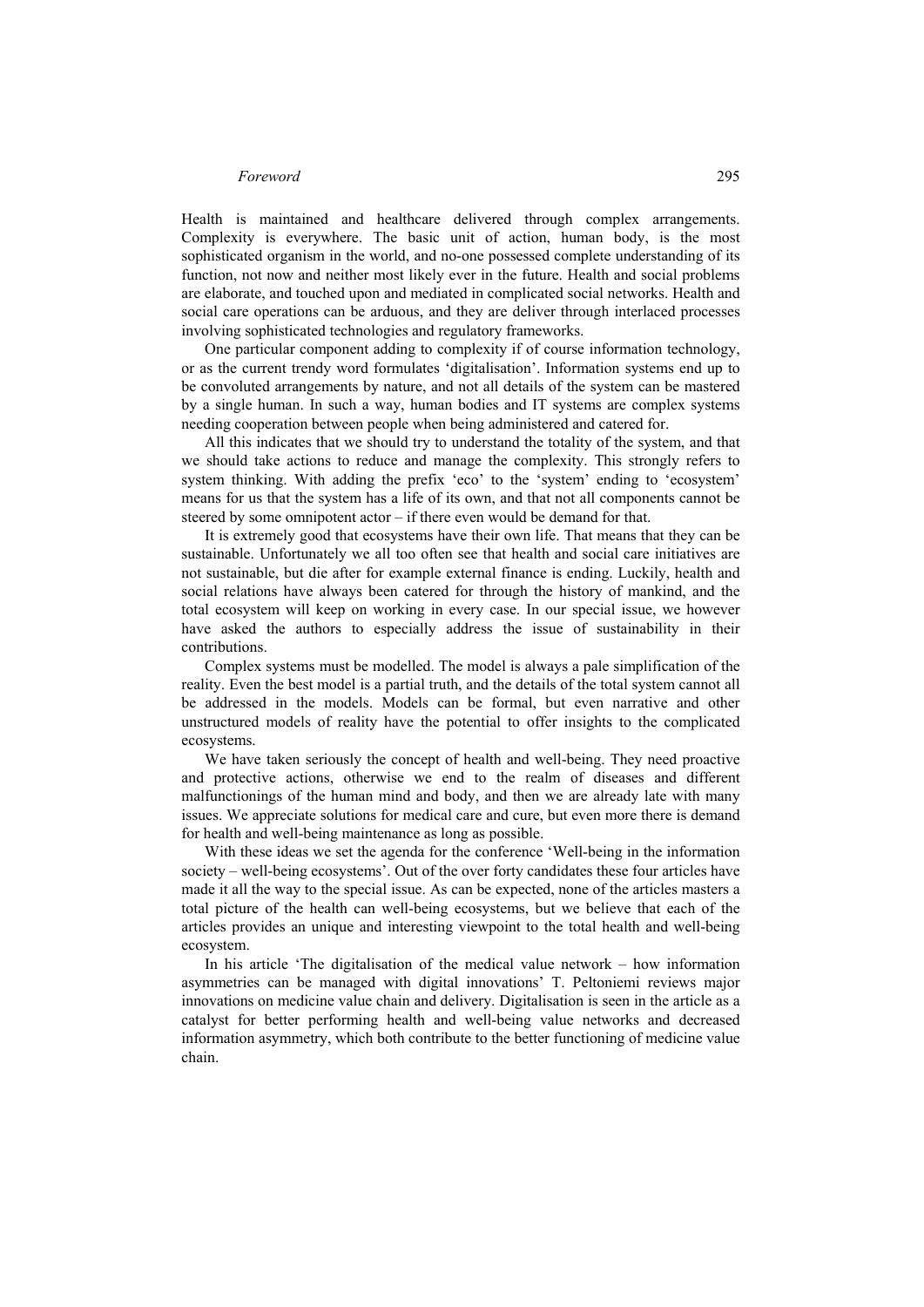Health is maintained and healthcare delivered through complex arrangements. Complexity is everywhere. The basic unit of action, human body, is the most sophisticated organism in the world, and no-one possessed complete understanding of its function, not now and neither most likely ever in the future. Health and social problems are elaborate, and touched upon and mediated in complicated social networks. Health and social care operations can be arduous, and they are deliver through interlaced processes involving sophisticated technologies and regulatory frameworks.

One particular component adding to complexity if of course information technology, or as the current trendy word formulates 'digitalisation'. Information systems end up to be convoluted arrangements by nature, and not all details of the system can be mastered by a single human. In such a way, human bodies and IT systems are complex systems needing cooperation between people when being administered and catered for.

All this indicates that we should try to understand the totality of the system, and that we should take actions to reduce and manage the complexity. This strongly refers to system thinking. With adding the prefix 'eco' to the 'system' ending to 'ecosystem' means for us that the system has a life of its own, and that not all components cannot be steered by some omnipotent actor – if there even would be demand for that.

It is extremely good that ecosystems have their own life. That means that they can be sustainable. Unfortunately we all too often see that health and social care initiatives are not sustainable, but die after for example external finance is ending. Luckily, health and social relations have always been catered for through the history of mankind, and the total ecosystem will keep on working in every case. In our special issue, we however have asked the authors to especially address the issue of sustainability in their contributions.

Complex systems must be modelled. The model is always a pale simplification of the reality. Even the best model is a partial truth, and the details of the total system cannot all be addressed in the models. Models can be formal, but even narrative and other unstructured models of reality have the potential to offer insights to the complicated ecosystems.

We have taken seriously the concept of health and well-being. They need proactive and protective actions, otherwise we end to the realm of diseases and different malfunctionings of the human mind and body, and then we are already late with many issues. We appreciate solutions for medical care and cure, but even more there is demand for health and well-being maintenance as long as possible.

With these ideas we set the agenda for the conference 'Well-being in the information society – well-being ecosystems'. Out of the over forty candidates these four articles have made it all the way to the special issue. As can be expected, none of the articles masters a total picture of the health can well-being ecosystems, but we believe that each of the articles provides an unique and interesting viewpoint to the total health and well-being ecosystem.

In his article 'The digitalisation of the medical value network – how information asymmetries can be managed with digital innovations' T. Peltoniemi reviews major innovations on medicine value chain and delivery. Digitalisation is seen in the article as a catalyst for better performing health and well-being value networks and decreased information asymmetry, which both contribute to the better functioning of medicine value chain.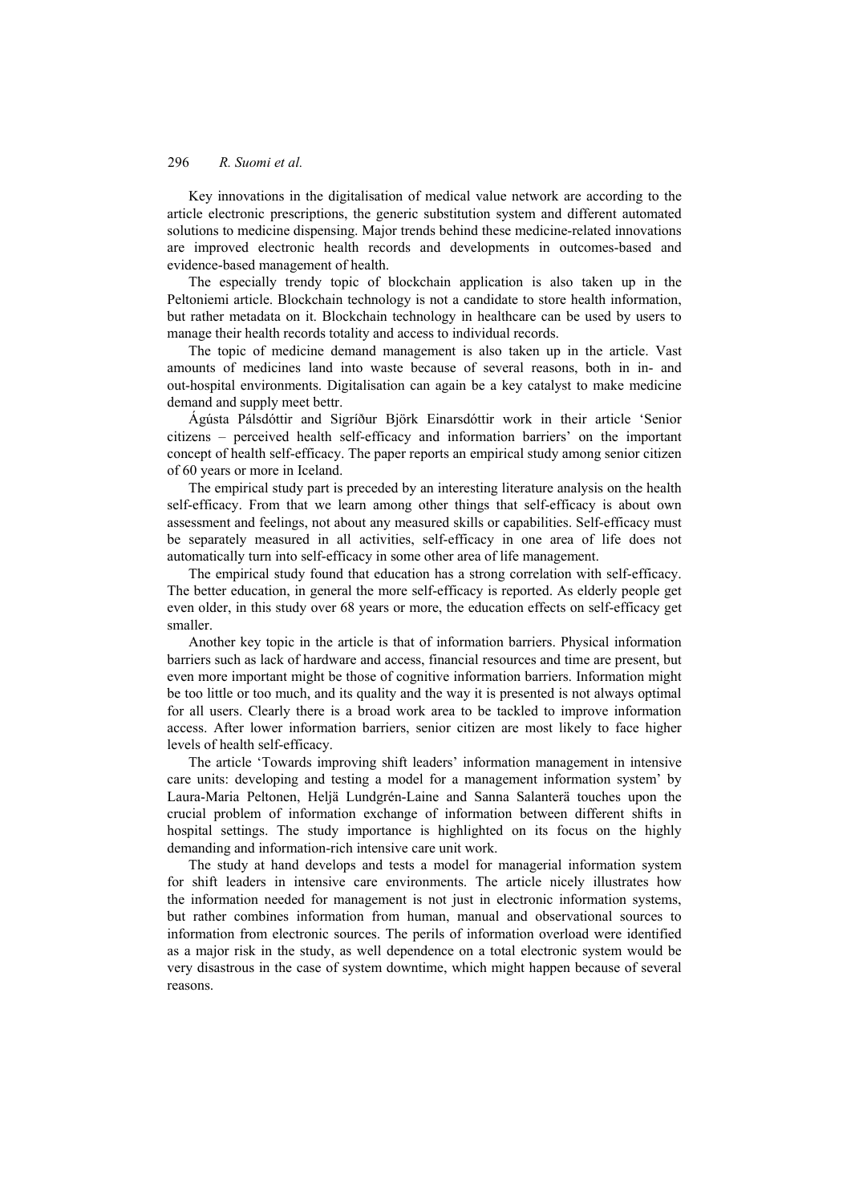Key innovations in the digitalisation of medical value network are according to the article electronic prescriptions, the generic substitution system and different automated solutions to medicine dispensing. Major trends behind these medicine-related innovations are improved electronic health records and developments in outcomes-based and evidence-based management of health.

The especially trendy topic of blockchain application is also taken up in the Peltoniemi article. Blockchain technology is not a candidate to store health information, but rather metadata on it. Blockchain technology in healthcare can be used by users to manage their health records totality and access to individual records.

The topic of medicine demand management is also taken up in the article. Vast amounts of medicines land into waste because of several reasons, both in in- and out-hospital environments. Digitalisation can again be a key catalyst to make medicine demand and supply meet bettr.

Ágústa Pálsdóttir and Sigríður Björk Einarsdóttir work in their article 'Senior citizens – perceived health self-efficacy and information barriers' on the important concept of health self-efficacy. The paper reports an empirical study among senior citizen of 60 years or more in Iceland.

The empirical study part is preceded by an interesting literature analysis on the health self-efficacy. From that we learn among other things that self-efficacy is about own assessment and feelings, not about any measured skills or capabilities. Self-efficacy must be separately measured in all activities, self-efficacy in one area of life does not automatically turn into self-efficacy in some other area of life management.

The empirical study found that education has a strong correlation with self-efficacy. The better education, in general the more self-efficacy is reported. As elderly people get even older, in this study over 68 years or more, the education effects on self-efficacy get smaller.

Another key topic in the article is that of information barriers. Physical information barriers such as lack of hardware and access, financial resources and time are present, but even more important might be those of cognitive information barriers. Information might be too little or too much, and its quality and the way it is presented is not always optimal for all users. Clearly there is a broad work area to be tackled to improve information access. After lower information barriers, senior citizen are most likely to face higher levels of health self-efficacy.

The article 'Towards improving shift leaders' information management in intensive care units: developing and testing a model for a management information system' by Laura-Maria Peltonen, Heljä Lundgrén-Laine and Sanna Salanterä touches upon the crucial problem of information exchange of information between different shifts in hospital settings. The study importance is highlighted on its focus on the highly demanding and information-rich intensive care unit work.

The study at hand develops and tests a model for managerial information system for shift leaders in intensive care environments. The article nicely illustrates how the information needed for management is not just in electronic information systems, but rather combines information from human, manual and observational sources to information from electronic sources. The perils of information overload were identified as a major risk in the study, as well dependence on a total electronic system would be very disastrous in the case of system downtime, which might happen because of several reasons.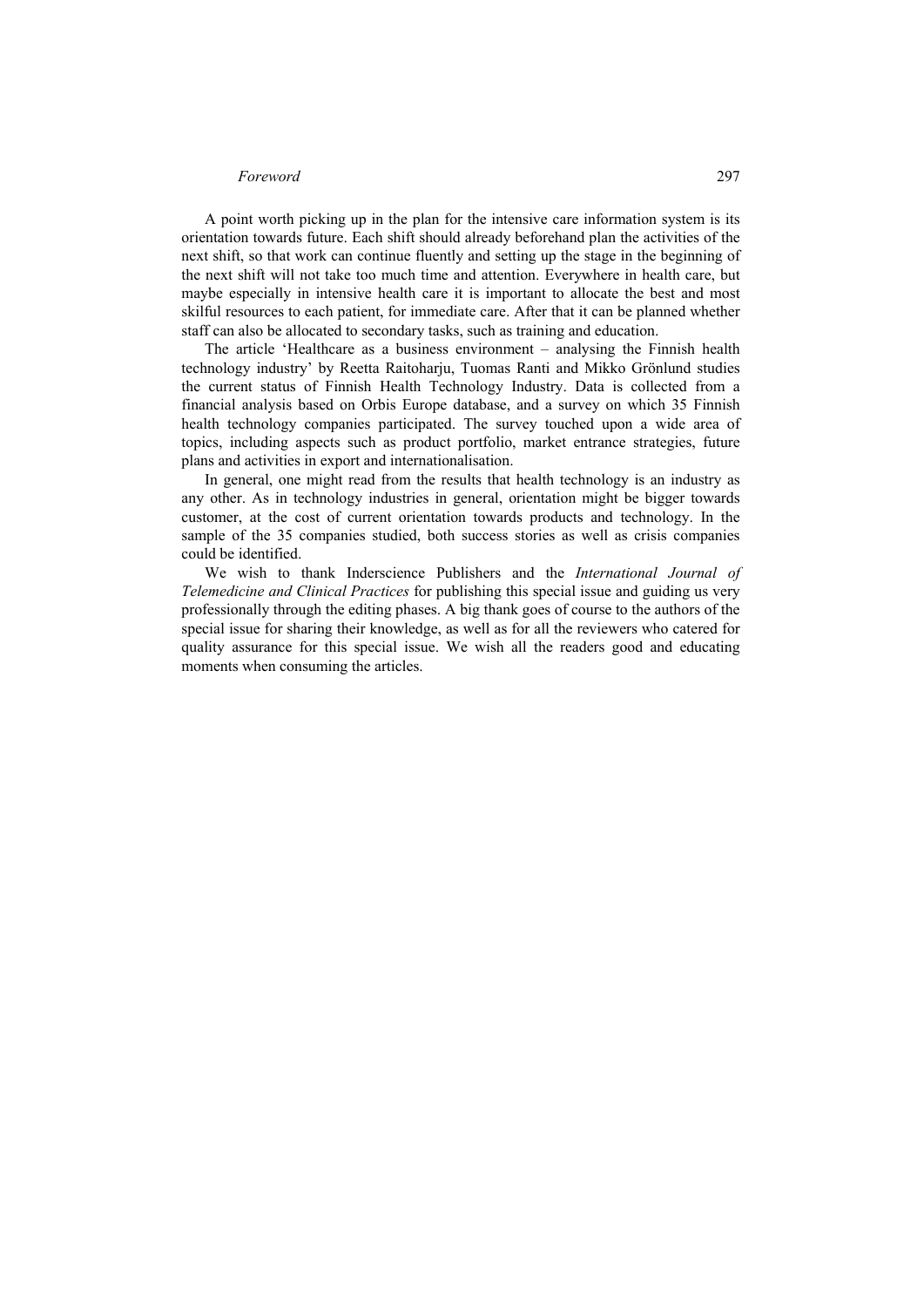A point worth picking up in the plan for the intensive care information system is its orientation towards future. Each shift should already beforehand plan the activities of the next shift, so that work can continue fluently and setting up the stage in the beginning of the next shift will not take too much time and attention. Everywhere in health care, but maybe especially in intensive health care it is important to allocate the best and most skilful resources to each patient, for immediate care. After that it can be planned whether staff can also be allocated to secondary tasks, such as training and education.

The article 'Healthcare as a business environment – analysing the Finnish health technology industry' by Reetta Raitoharju, Tuomas Ranti and Mikko Grönlund studies the current status of Finnish Health Technology Industry. Data is collected from a financial analysis based on Orbis Europe database, and a survey on which 35 Finnish health technology companies participated. The survey touched upon a wide area of topics, including aspects such as product portfolio, market entrance strategies, future plans and activities in export and internationalisation.

In general, one might read from the results that health technology is an industry as any other. As in technology industries in general, orientation might be bigger towards customer, at the cost of current orientation towards products and technology. In the sample of the 35 companies studied, both success stories as well as crisis companies could be identified.

We wish to thank Inderscience Publishers and the *International Journal of Telemedicine and Clinical Practices* for publishing this special issue and guiding us very professionally through the editing phases. A big thank goes of course to the authors of the special issue for sharing their knowledge, as well as for all the reviewers who catered for quality assurance for this special issue. We wish all the readers good and educating moments when consuming the articles.